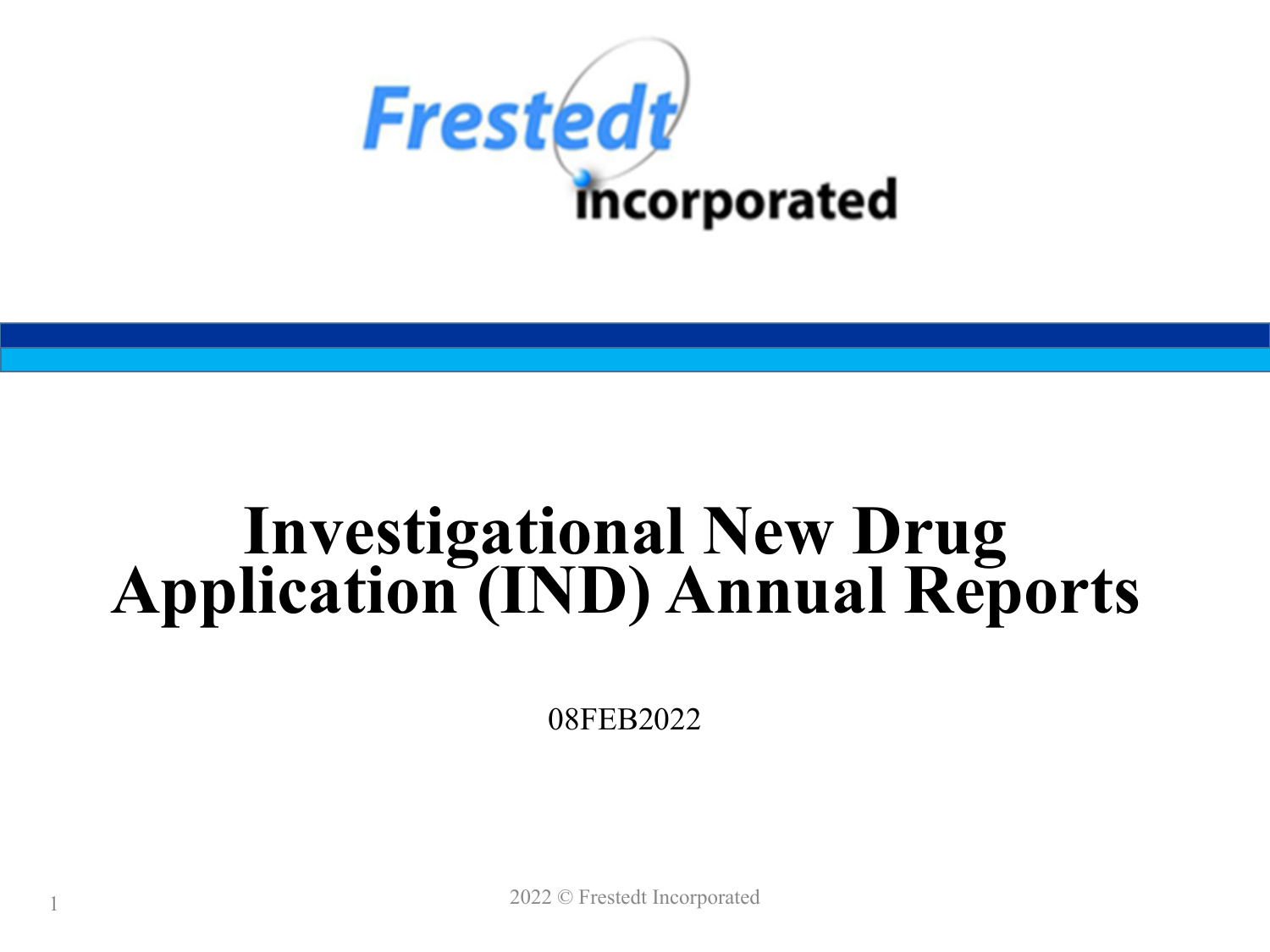Frestedt incorporated

# Investigational New Drug Application (IND) Annual Reports

08FEB2022

2022 © Frestedt Incorporated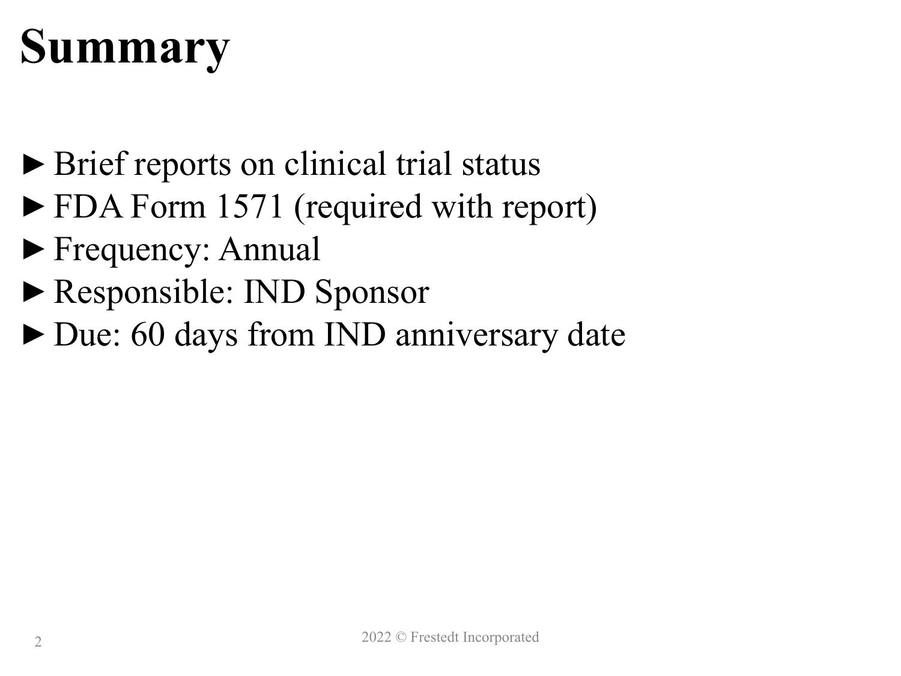# Summary

- Brief reports on clinical trial status
- FDA Form 1571 (required with report)
- Frequency: Annual
- Responsible: IND Sponsor
- Due: 60 days from IND anniversary date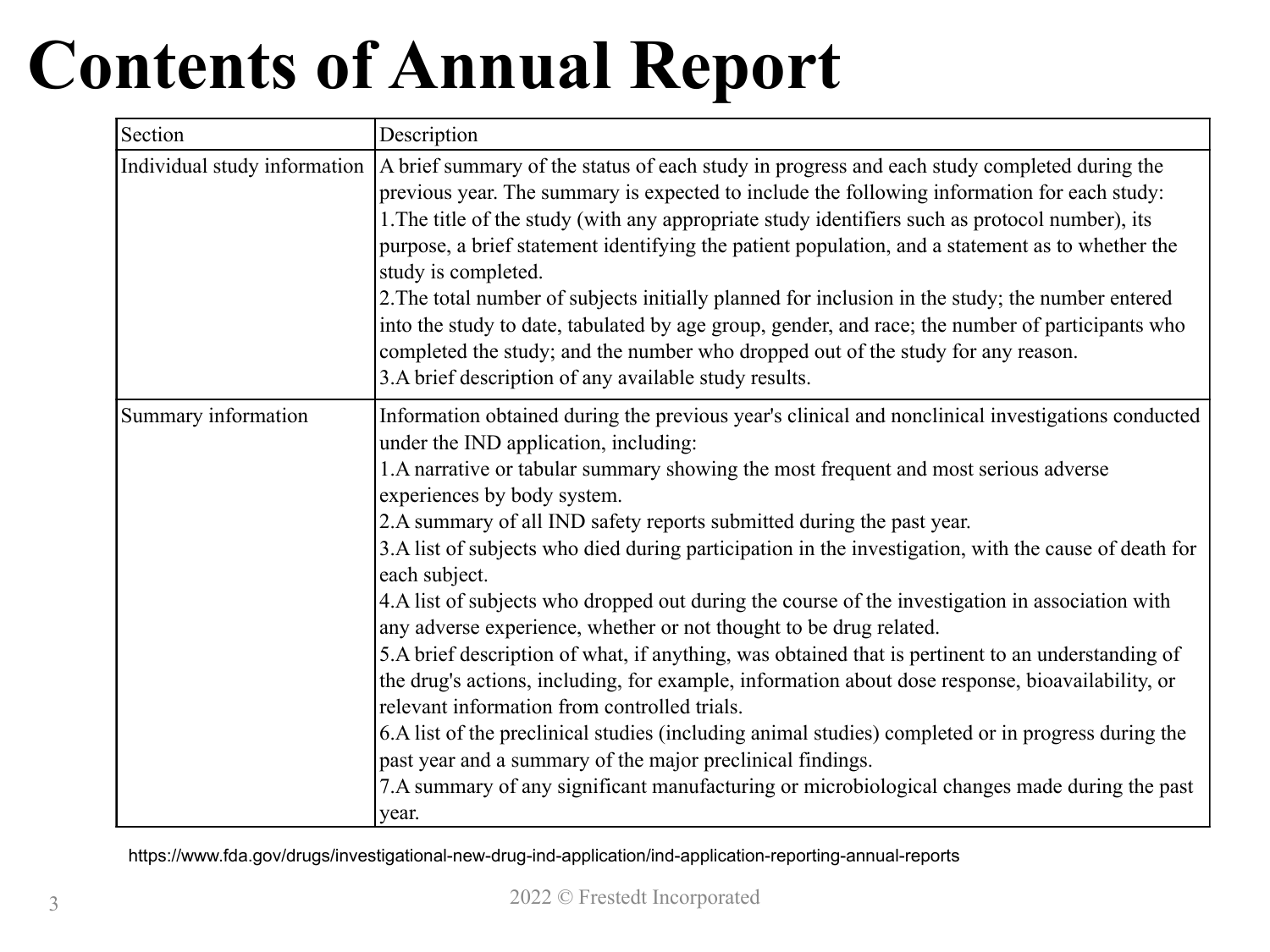# Contents of Annual Report

| Section | Description |
| --- | --- |
| Individual study information | A brief summary of the status of each study in progress and each study completed during the previous year. The summary is expected to include the following information for each study:<br>1.The title of the study (with any appropriate study identifiers such as protocol number), its purpose, a brief statement identifying the patient population, and a statement as to whether the study is completed.<br>2.The total number of subjects initially planned for inclusion in the study; the number entered into the study to date, tabulated by age group, gender, and race; the number of participants who completed the study; and the number who dropped out of the study for any reason.<br>3.A brief description of any available study results. |
| Summary information | Information obtained during the previous year's clinical and nonclinical investigations conducted under the IND application, including:<br>1.A narrative or tabular summary showing the most frequent and most serious adverse experiences by body system.<br>2.A summary of all IND safety reports submitted during the past year.<br>3.A list of subjects who died during participation in the investigation, with the cause of death for each subject.<br>4.A list of subjects who dropped out during the course of the investigation in association with any adverse experience, whether or not thought to be drug related.<br>5.A brief description of what, if anything, was obtained that is pertinent to an understanding of the drug's actions, including, for example, information about dose response, bioavailability, or relevant information from controlled trials.<br>6.A list of the preclinical studies (including animal studies) completed or in progress during the past year and a summary of the major preclinical findings.<br>7.A summary of any significant manufacturing or microbiological changes made during the past year. |

https://www.fda.gov/drugs/investigational-new-drug-ind-application/ind-application-reporting-annual-reports

2022 © Frestedt Incorporated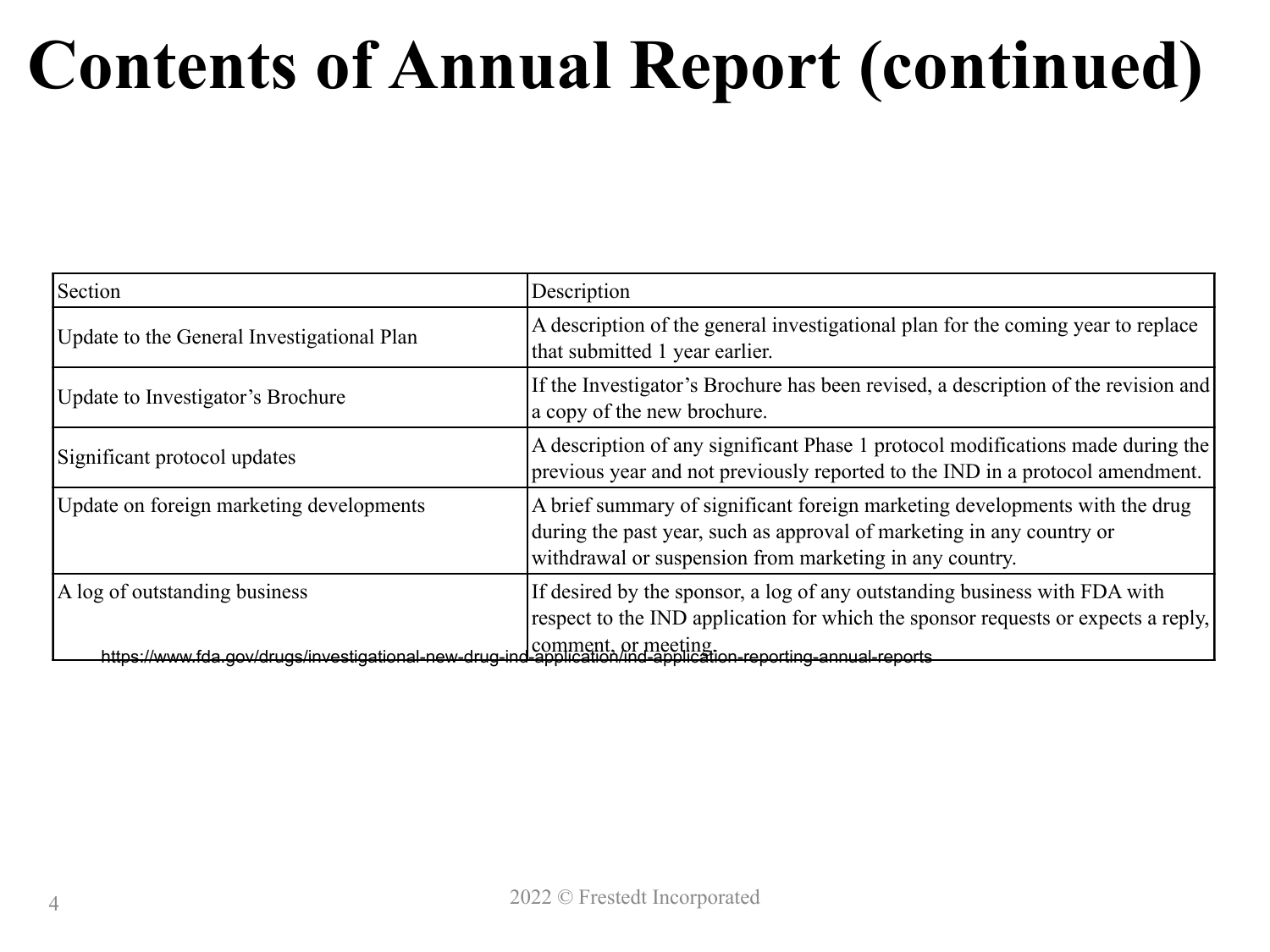# Contents of Annual Report (continued)

| Section | Description |
| --- | --- |
| Update to the General Investigational Plan | A description of the general investigational plan for the coming year to replace that submitted 1 year earlier. |
| Update to Investigator's Brochure | If the Investigator's Brochure has been revised, a description of the revision and a copy of the new brochure. |
| Significant protocol updates | A description of any significant Phase 1 protocol modifications made during the previous year and not previously reported to the IND in a protocol amendment. |
| Update on foreign marketing developments | A brief summary of significant foreign marketing developments with the drug during the past year, such as approval of marketing in any country or withdrawal or suspension from marketing in any country. |
| A log of outstanding business | If desired by the sponsor, a log of any outstanding business with FDA with respect to the IND application for which the sponsor requests or expects a reply, comment, or meeting. |

https://www.fda.gov/drugs/investigational-new-drug-ind-application/ind-application-reporting-annual-reports

2022 © Frestedt Incorporated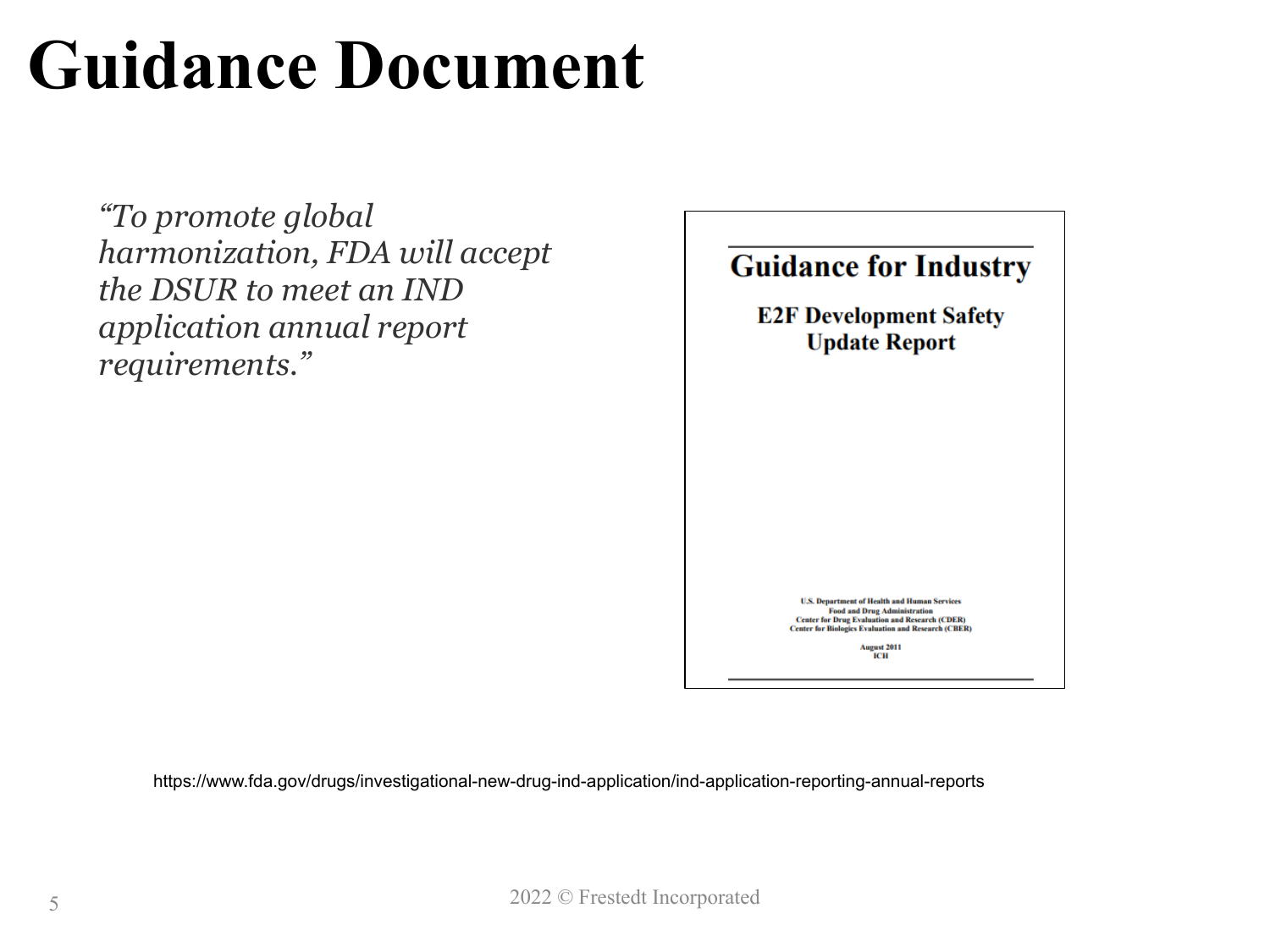# Guidance Document

*"To promote global harmonization, FDA will accept the DSUR to meet an IND application annual report requirements."*

**Guidance for Industry**

**E2F Development Safety Update Report**

U.S. Department of Health and Human Services
Food and Drug Administration
Center for Drug Evaluation and Research (CDER)
Center for Biologics Evaluation and Research (CBER)

August 2011
ICH

https://www.fda.gov/drugs/investigational-new-drug-ind-application/ind-application-reporting-annual-reports

2022 © Frestedt Incorporated